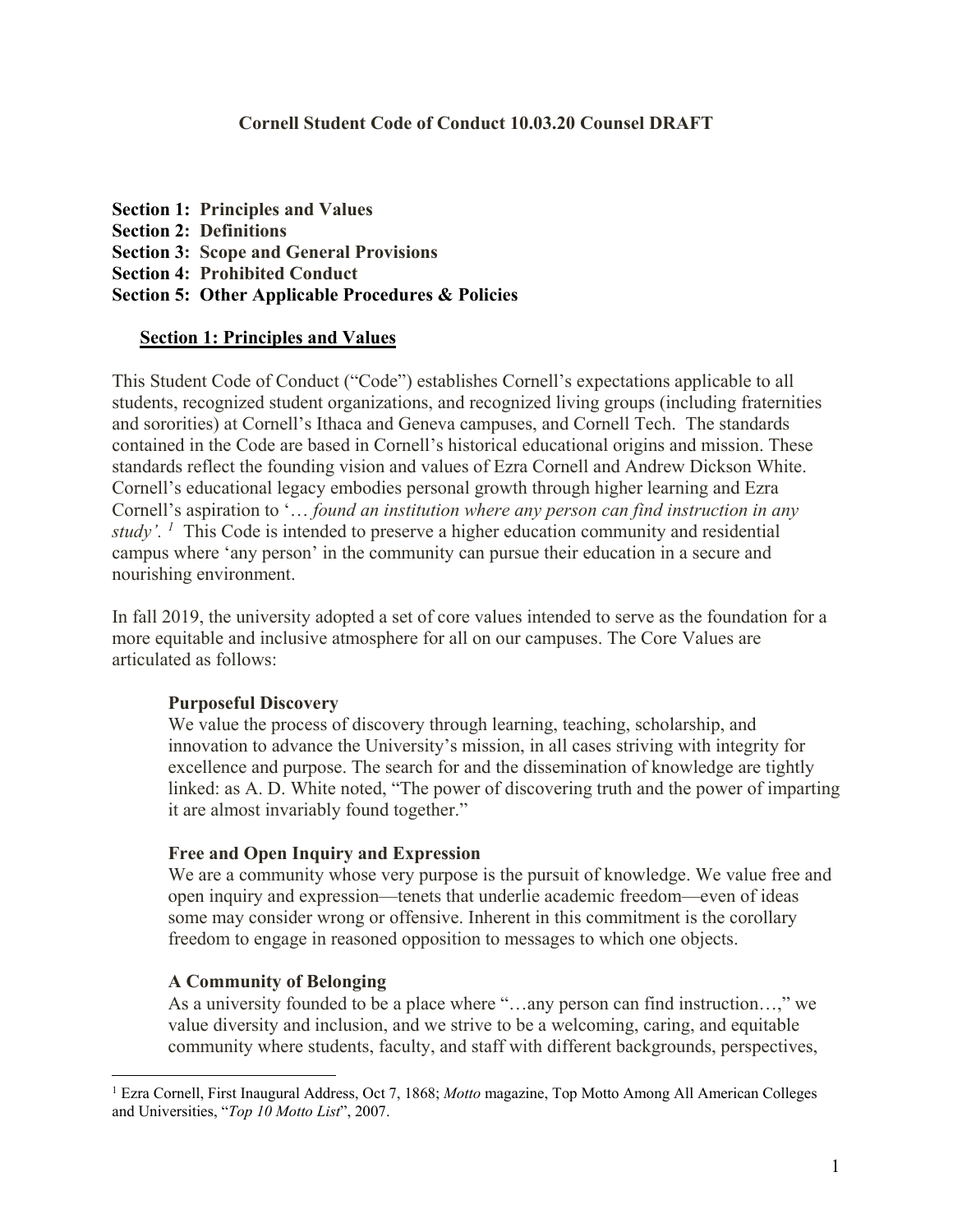**Cornell Student Code of Conduct 10.03.20 Counsel DRAFT**

**Section 1: Principles and Values**
**Section 2: Definitions**
**Section 3: Scope and General Provisions**
**Section 4: Prohibited Conduct**
**Section 5: Other Applicable Procedures & Policies**

## Section 1: Principles and Values

This Student Code of Conduct ("Code") establishes Cornell's expectations applicable to all students, recognized student organizations, and recognized living groups (including fraternities and sororities) at Cornell's Ithaca and Geneva campuses, and Cornell Tech. The standards contained in the Code are based in Cornell's historical educational origins and mission. These standards reflect the founding vision and values of Ezra Cornell and Andrew Dickson White. Cornell's educational legacy embodies personal growth through higher learning and Ezra Cornell's aspiration to '… *found an institution where any person can find instruction in any study'.* [1] This Code is intended to preserve a higher education community and residential campus where 'any person' in the community can pursue their education in a secure and nourishing environment.

In fall 2019, the university adopted a set of core values intended to serve as the foundation for a more equitable and inclusive atmosphere for all on our campuses. The Core Values are articulated as follows:

> **Purposeful Discovery**
> We value the process of discovery through learning, teaching, scholarship, and innovation to advance the University's mission, in all cases striving with integrity for excellence and purpose. The search for and the dissemination of knowledge are tightly linked: as A. D. White noted, "The power of discovering truth and the power of imparting it are almost invariably found together."
>
> **Free and Open Inquiry and Expression**
> We are a community whose very purpose is the pursuit of knowledge. We value free and open inquiry and expression—tenets that underlie academic freedom—even of ideas some may consider wrong or offensive. Inherent in this commitment is the corollary freedom to engage in reasoned opposition to messages to which one objects.
>
> **A Community of Belonging**
> As a university founded to be a place where "…any person can find instruction…," we value diversity and inclusion, and we strive to be a welcoming, caring, and equitable community where students, faculty, and staff with different backgrounds, perspectives,

[1] Ezra Cornell, First Inaugural Address, Oct 7, 1868; *Motto* magazine, Top Motto Among All American Colleges and Universities, "*Top 10 Motto List*", 2007.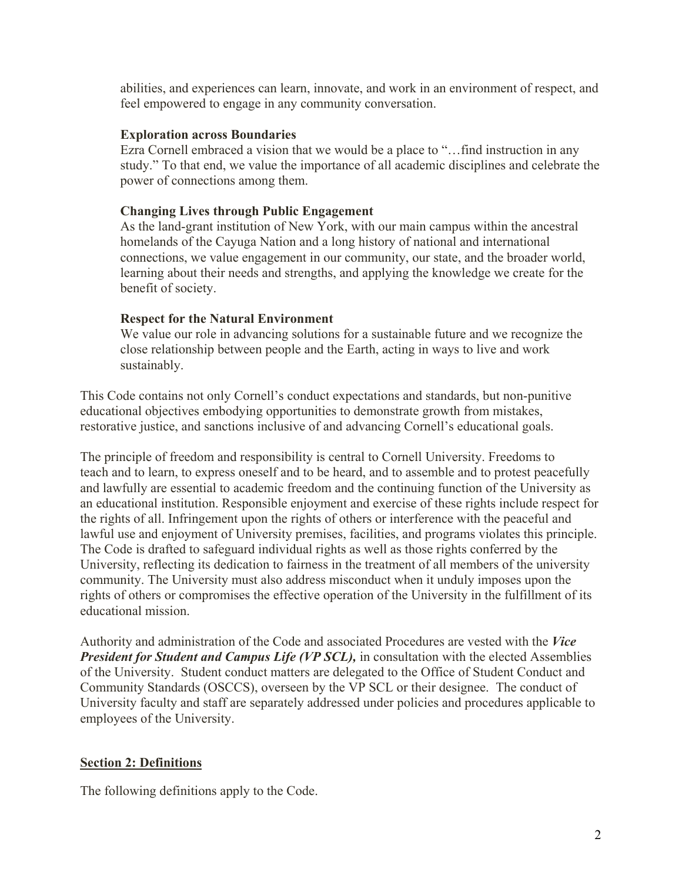abilities, and experiences can learn, innovate, and work in an environment of respect, and feel empowered to engage in any community conversation.

**Exploration across Boundaries**
Ezra Cornell embraced a vision that we would be a place to "…find instruction in any study." To that end, we value the importance of all academic disciplines and celebrate the power of connections among them.

**Changing Lives through Public Engagement**
As the land-grant institution of New York, with our main campus within the ancestral homelands of the Cayuga Nation and a long history of national and international connections, we value engagement in our community, our state, and the broader world, learning about their needs and strengths, and applying the knowledge we create for the benefit of society.

**Respect for the Natural Environment**
We value our role in advancing solutions for a sustainable future and we recognize the close relationship between people and the Earth, acting in ways to live and work sustainably.

This Code contains not only Cornell's conduct expectations and standards, but non-punitive educational objectives embodying opportunities to demonstrate growth from mistakes, restorative justice, and sanctions inclusive of and advancing Cornell's educational goals.

The principle of freedom and responsibility is central to Cornell University. Freedoms to teach and to learn, to express oneself and to be heard, and to assemble and to protest peacefully and lawfully are essential to academic freedom and the continuing function of the University as an educational institution. Responsible enjoyment and exercise of these rights include respect for the rights of all. Infringement upon the rights of others or interference with the peaceful and lawful use and enjoyment of University premises, facilities, and programs violates this principle. The Code is drafted to safeguard individual rights as well as those rights conferred by the University, reflecting its dedication to fairness in the treatment of all members of the university community. The University must also address misconduct when it unduly imposes upon the rights of others or compromises the effective operation of the University in the fulfillment of its educational mission.

Authority and administration of the Code and associated Procedures are vested with the ***Vice President for Student and Campus Life (VP SCL),*** in consultation with the elected Assemblies of the University. Student conduct matters are delegated to the Office of Student Conduct and Community Standards (OSCCS), overseen by the VP SCL or their designee. The conduct of University faculty and staff are separately addressed under policies and procedures applicable to employees of the University.

## Section 2: Definitions

The following definitions apply to the Code.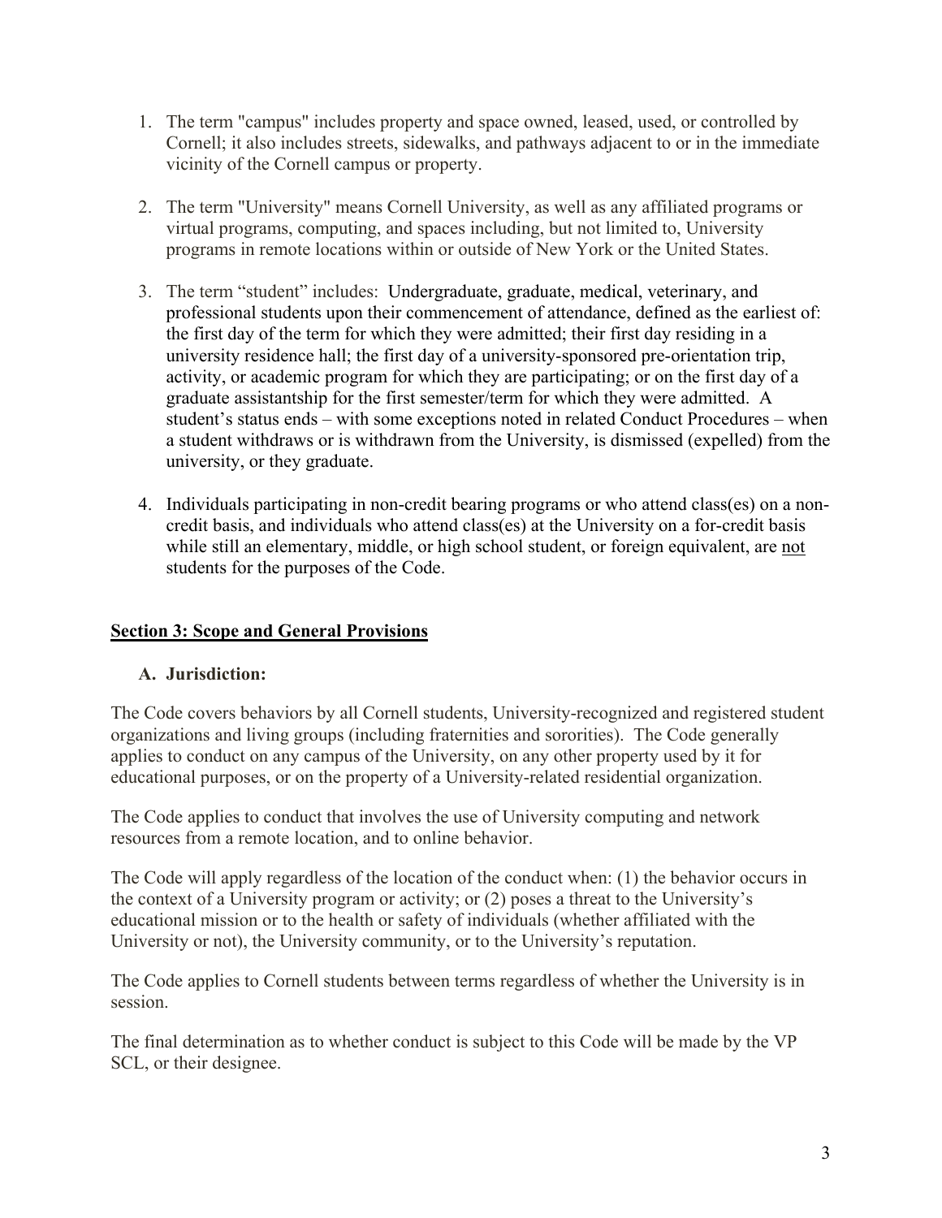1. The term "campus" includes property and space owned, leased, used, or controlled by Cornell; it also includes streets, sidewalks, and pathways adjacent to or in the immediate vicinity of the Cornell campus or property.

2. The term "University" means Cornell University, as well as any affiliated programs or virtual programs, computing, and spaces including, but not limited to, University programs in remote locations within or outside of New York or the United States.

3. The term “student” includes: Undergraduate, graduate, medical, veterinary, and professional students upon their commencement of attendance, defined as the earliest of: the first day of the term for which they were admitted; their first day residing in a university residence hall; the first day of a university-sponsored pre-orientation trip, activity, or academic program for which they are participating; or on the first day of a graduate assistantship for the first semester/term for which they were admitted. A student’s status ends – with some exceptions noted in related Conduct Procedures – when a student withdraws or is withdrawn from the University, is dismissed (expelled) from the university, or they graduate.

4. Individuals participating in non-credit bearing programs or who attend class(es) on a non-credit basis, and individuals who attend class(es) at the University on a for-credit basis while still an elementary, middle, or high school student, or foreign equivalent, are <u>not</u> students for the purposes of the Code.

## <u>Section 3: Scope and General Provisions</u>

### A. Jurisdiction:

The Code covers behaviors by all Cornell students, University-recognized and registered student organizations and living groups (including fraternities and sororities). The Code generally applies to conduct on any campus of the University, on any other property used by it for educational purposes, or on the property of a University-related residential organization.

The Code applies to conduct that involves the use of University computing and network resources from a remote location, and to online behavior.

The Code will apply regardless of the location of the conduct when: (1) the behavior occurs in the context of a University program or activity; or (2) poses a threat to the University’s educational mission or to the health or safety of individuals (whether affiliated with the University or not), the University community, or to the University’s reputation.

The Code applies to Cornell students between terms regardless of whether the University is in session.

The final determination as to whether conduct is subject to this Code will be made by the VP SCL, or their designee.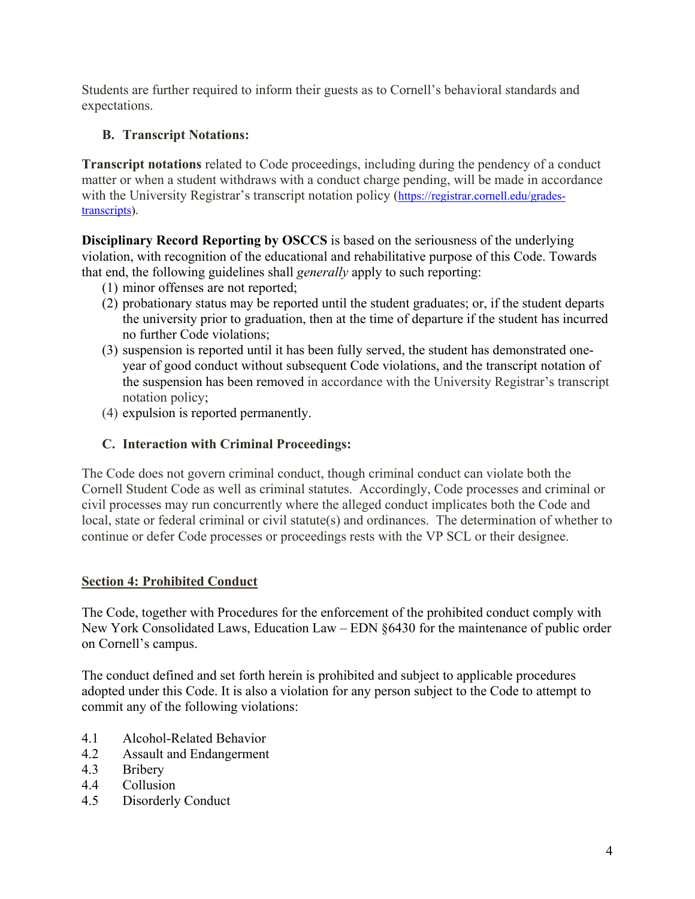Students are further required to inform their guests as to Cornell's behavioral standards and expectations.

### B. Transcript Notations:

**Transcript notations** related to Code proceedings, including during the pendency of a conduct matter or when a student withdraws with a conduct charge pending, will be made in accordance with the University Registrar's transcript notation policy (https://registrar.cornell.edu/grades-transcripts).

**Disciplinary Record Reporting by OSCCS** is based on the seriousness of the underlying violation, with recognition of the educational and rehabilitative purpose of this Code. Towards that end, the following guidelines shall *generally* apply to such reporting:

(1) minor offenses are not reported;
(2) probationary status may be reported until the student graduates; or, if the student departs the university prior to graduation, then at the time of departure if the student has incurred no further Code violations;
(3) suspension is reported until it has been fully served, the student has demonstrated one-year of good conduct without subsequent Code violations, and the transcript notation of the suspension has been removed in accordance with the University Registrar's transcript notation policy;
(4) expulsion is reported permanently.

### C. Interaction with Criminal Proceedings:

The Code does not govern criminal conduct, though criminal conduct can violate both the Cornell Student Code as well as criminal statutes. Accordingly, Code processes and criminal or civil processes may run concurrently where the alleged conduct implicates both the Code and local, state or federal criminal or civil statute(s) and ordinances. The determination of whether to continue or defer Code processes or proceedings rests with the VP SCL or their designee.

## Section 4: Prohibited Conduct

The Code, together with Procedures for the enforcement of the prohibited conduct comply with New York Consolidated Laws, Education Law – EDN §6430 for the maintenance of public order on Cornell's campus.

The conduct defined and set forth herein is prohibited and subject to applicable procedures adopted under this Code. It is also a violation for any person subject to the Code to attempt to commit any of the following violations:

4.1 Alcohol-Related Behavior
4.2 Assault and Endangerment
4.3 Bribery
4.4 Collusion
4.5 Disorderly Conduct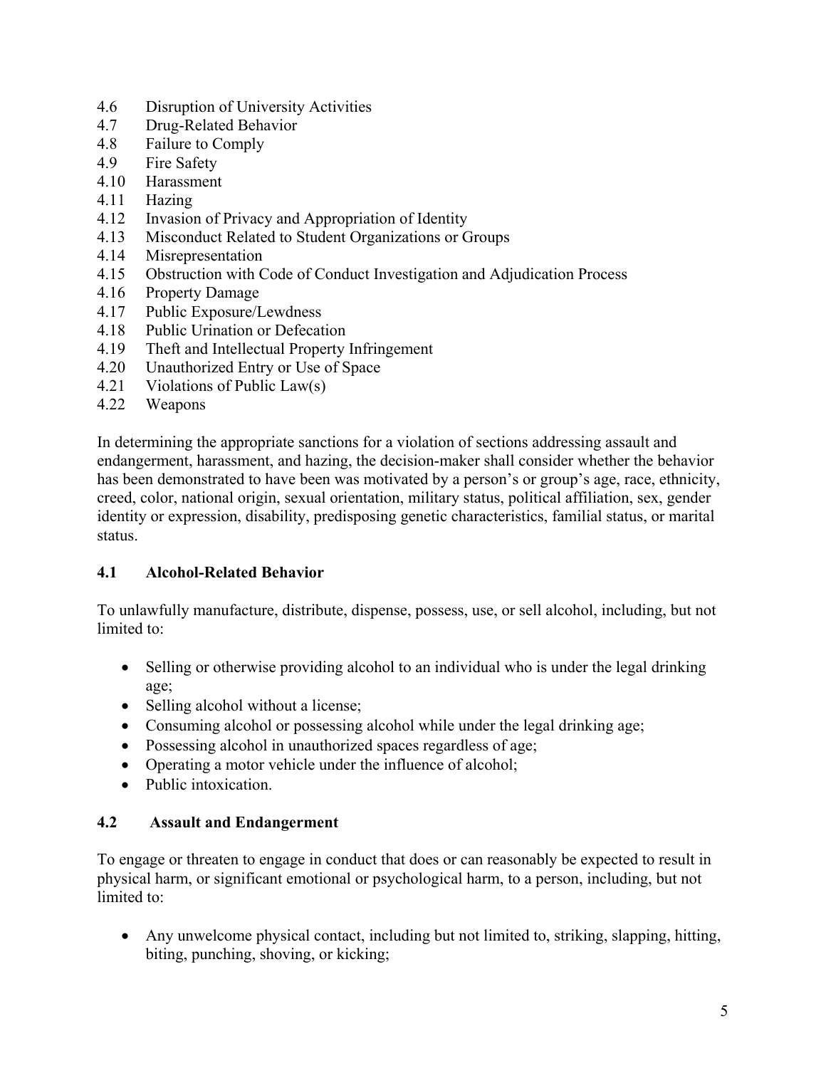4.6 Disruption of University Activities
4.7 Drug-Related Behavior
4.8 Failure to Comply
4.9 Fire Safety
4.10 Harassment
4.11 Hazing
4.12 Invasion of Privacy and Appropriation of Identity
4.13 Misconduct Related to Student Organizations or Groups
4.14 Misrepresentation
4.15 Obstruction with Code of Conduct Investigation and Adjudication Process
4.16 Property Damage
4.17 Public Exposure/Lewdness
4.18 Public Urination or Defecation
4.19 Theft and Intellectual Property Infringement
4.20 Unauthorized Entry or Use of Space
4.21 Violations of Public Law(s)
4.22 Weapons

In determining the appropriate sanctions for a violation of sections addressing assault and endangerment, harassment, and hazing, the decision-maker shall consider whether the behavior has been demonstrated to have been was motivated by a person's or group's age, race, ethnicity, creed, color, national origin, sexual orientation, military status, political affiliation, sex, gender identity or expression, disability, predisposing genetic characteristics, familial status, or marital status.

### 4.1 Alcohol-Related Behavior

To unlawfully manufacture, distribute, dispense, possess, use, or sell alcohol, including, but not limited to:

- Selling or otherwise providing alcohol to an individual who is under the legal drinking age;
- Selling alcohol without a license;
- Consuming alcohol or possessing alcohol while under the legal drinking age;
- Possessing alcohol in unauthorized spaces regardless of age;
- Operating a motor vehicle under the influence of alcohol;
- Public intoxication.

### 4.2 Assault and Endangerment

To engage or threaten to engage in conduct that does or can reasonably be expected to result in physical harm, or significant emotional or psychological harm, to a person, including, but not limited to:

- Any unwelcome physical contact, including but not limited to, striking, slapping, hitting, biting, punching, shoving, or kicking;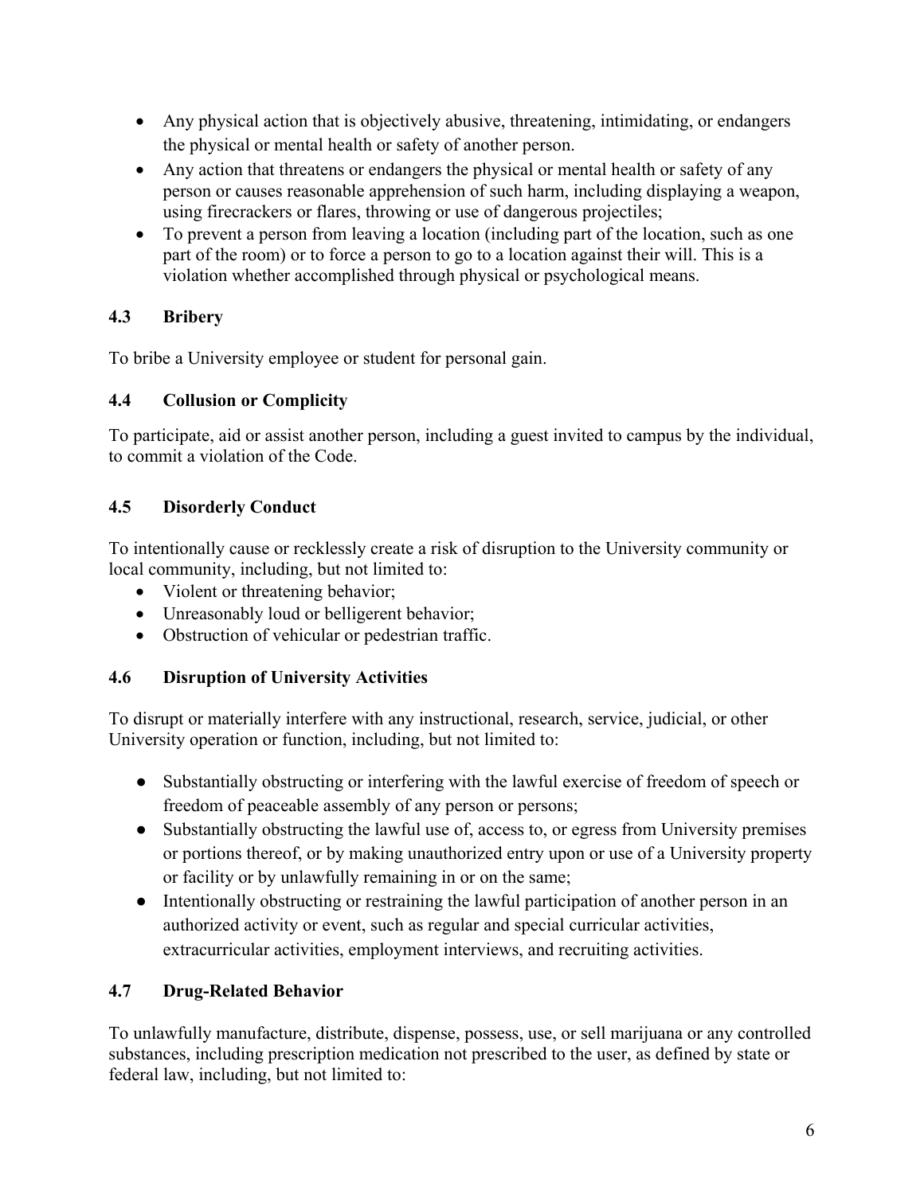- Any physical action that is objectively abusive, threatening, intimidating, or endangers the physical or mental health or safety of another person.
- Any action that threatens or endangers the physical or mental health or safety of any person or causes reasonable apprehension of such harm, including displaying a weapon, using firecrackers or flares, throwing or use of dangerous projectiles;
- To prevent a person from leaving a location (including part of the location, such as one part of the room) or to force a person to go to a location against their will. This is a violation whether accomplished through physical or psychological means.

### 4.3 Bribery

To bribe a University employee or student for personal gain.

### 4.4 Collusion or Complicity

To participate, aid or assist another person, including a guest invited to campus by the individual, to commit a violation of the Code.

### 4.5 Disorderly Conduct

To intentionally cause or recklessly create a risk of disruption to the University community or local community, including, but not limited to:

- Violent or threatening behavior;
- Unreasonably loud or belligerent behavior;
- Obstruction of vehicular or pedestrian traffic.

### 4.6 Disruption of University Activities

To disrupt or materially interfere with any instructional, research, service, judicial, or other University operation or function, including, but not limited to:

- Substantially obstructing or interfering with the lawful exercise of freedom of speech or freedom of peaceable assembly of any person or persons;
- Substantially obstructing the lawful use of, access to, or egress from University premises or portions thereof, or by making unauthorized entry upon or use of a University property or facility or by unlawfully remaining in or on the same;
- Intentionally obstructing or restraining the lawful participation of another person in an authorized activity or event, such as regular and special curricular activities, extracurricular activities, employment interviews, and recruiting activities.

### 4.7 Drug-Related Behavior

To unlawfully manufacture, distribute, dispense, possess, use, or sell marijuana or any controlled substances, including prescription medication not prescribed to the user, as defined by state or federal law, including, but not limited to: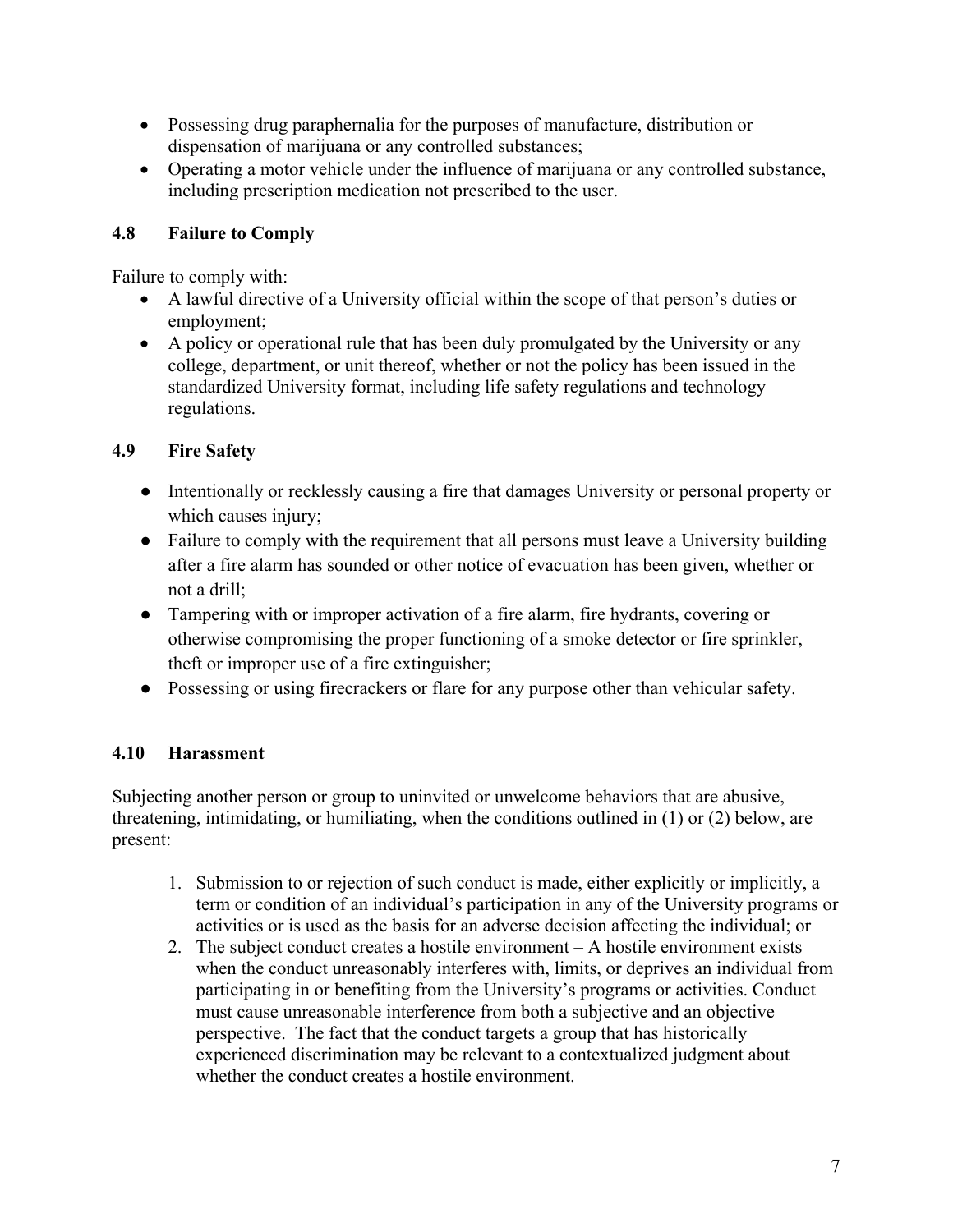- Possessing drug paraphernalia for the purposes of manufacture, distribution or dispensation of marijuana or any controlled substances;
- Operating a motor vehicle under the influence of marijuana or any controlled substance, including prescription medication not prescribed to the user.

### 4.8 Failure to Comply

Failure to comply with:

- A lawful directive of a University official within the scope of that person's duties or employment;
- A policy or operational rule that has been duly promulgated by the University or any college, department, or unit thereof, whether or not the policy has been issued in the standardized University format, including life safety regulations and technology regulations.

### 4.9 Fire Safety

- Intentionally or recklessly causing a fire that damages University or personal property or which causes injury;
- Failure to comply with the requirement that all persons must leave a University building after a fire alarm has sounded or other notice of evacuation has been given, whether or not a drill;
- Tampering with or improper activation of a fire alarm, fire hydrants, covering or otherwise compromising the proper functioning of a smoke detector or fire sprinkler, theft or improper use of a fire extinguisher;
- Possessing or using firecrackers or flare for any purpose other than vehicular safety.

### 4.10 Harassment

Subjecting another person or group to uninvited or unwelcome behaviors that are abusive, threatening, intimidating, or humiliating, when the conditions outlined in (1) or (2) below, are present:

1. Submission to or rejection of such conduct is made, either explicitly or implicitly, a term or condition of an individual's participation in any of the University programs or activities or is used as the basis for an adverse decision affecting the individual; or
2. The subject conduct creates a hostile environment – A hostile environment exists when the conduct unreasonably interferes with, limits, or deprives an individual from participating in or benefiting from the University's programs or activities. Conduct must cause unreasonable interference from both a subjective and an objective perspective. The fact that the conduct targets a group that has historically experienced discrimination may be relevant to a contextualized judgment about whether the conduct creates a hostile environment.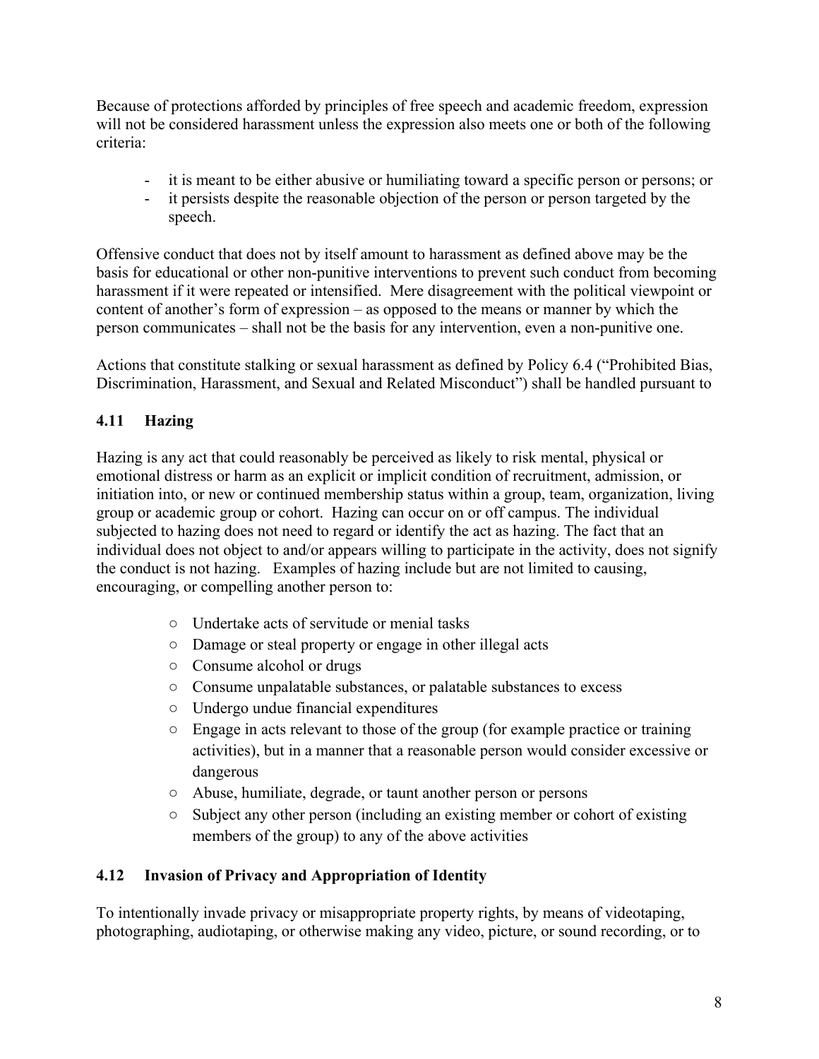Because of protections afforded by principles of free speech and academic freedom, expression will not be considered harassment unless the expression also meets one or both of the following criteria:

- it is meant to be either abusive or humiliating toward a specific person or persons; or
- it persists despite the reasonable objection of the person or person targeted by the speech.

Offensive conduct that does not by itself amount to harassment as defined above may be the basis for educational or other non-punitive interventions to prevent such conduct from becoming harassment if it were repeated or intensified. Mere disagreement with the political viewpoint or content of another's form of expression – as opposed to the means or manner by which the person communicates – shall not be the basis for any intervention, even a non-punitive one.

Actions that constitute stalking or sexual harassment as defined by Policy 6.4 ("Prohibited Bias, Discrimination, Harassment, and Sexual and Related Misconduct") shall be handled pursuant to

### 4.11 Hazing

Hazing is any act that could reasonably be perceived as likely to risk mental, physical or emotional distress or harm as an explicit or implicit condition of recruitment, admission, or initiation into, or new or continued membership status within a group, team, organization, living group or academic group or cohort. Hazing can occur on or off campus. The individual subjected to hazing does not need to regard or identify the act as hazing. The fact that an individual does not object to and/or appears willing to participate in the activity, does not signify the conduct is not hazing. Examples of hazing include but are not limited to causing, encouraging, or compelling another person to:

- Undertake acts of servitude or menial tasks
- Damage or steal property or engage in other illegal acts
- Consume alcohol or drugs
- Consume unpalatable substances, or palatable substances to excess
- Undergo undue financial expenditures
- Engage in acts relevant to those of the group (for example practice or training activities), but in a manner that a reasonable person would consider excessive or dangerous
- Abuse, humiliate, degrade, or taunt another person or persons
- Subject any other person (including an existing member or cohort of existing members of the group) to any of the above activities

### 4.12 Invasion of Privacy and Appropriation of Identity

To intentionally invade privacy or misappropriate property rights, by means of videotaping, photographing, audiotaping, or otherwise making any video, picture, or sound recording, or to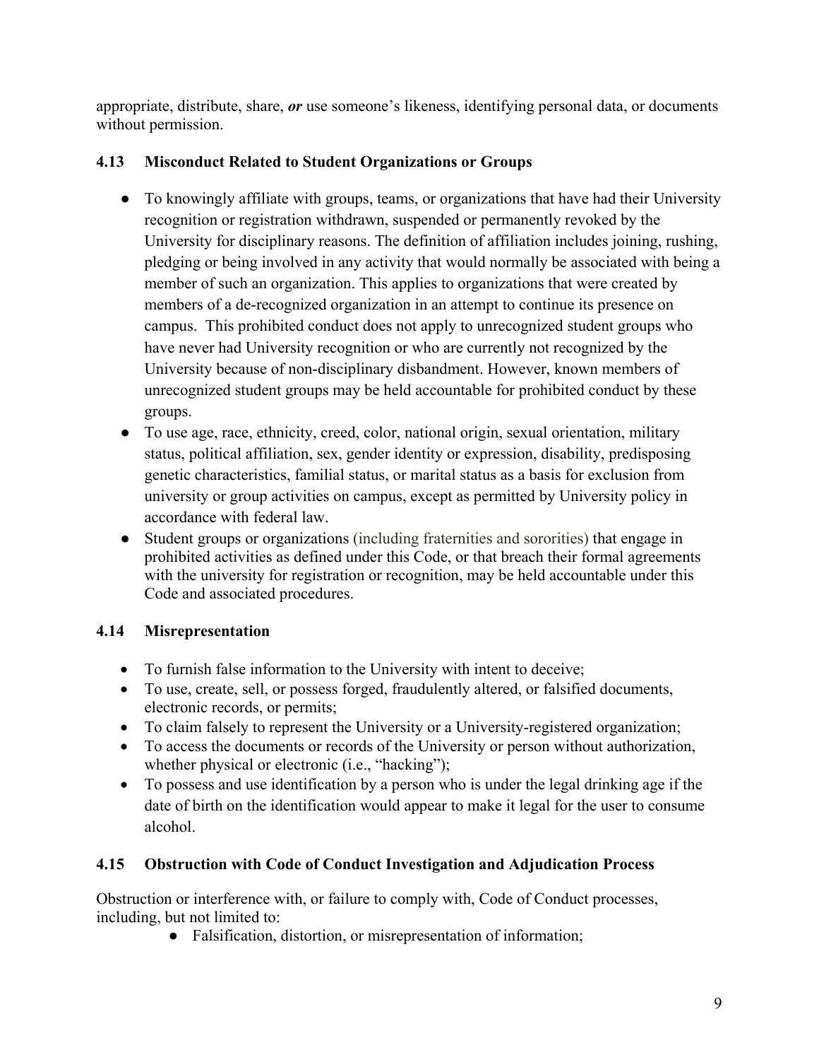appropriate, distribute, share, ***or*** use someone's likeness, identifying personal data, or documents without permission.

### 4.13 Misconduct Related to Student Organizations or Groups

- To knowingly affiliate with groups, teams, or organizations that have had their University recognition or registration withdrawn, suspended or permanently revoked by the University for disciplinary reasons. The definition of affiliation includes joining, rushing, pledging or being involved in any activity that would normally be associated with being a member of such an organization. This applies to organizations that were created by members of a de-recognized organization in an attempt to continue its presence on campus. This prohibited conduct does not apply to unrecognized student groups who have never had University recognition or who are currently not recognized by the University because of non-disciplinary disbandment. However, known members of unrecognized student groups may be held accountable for prohibited conduct by these groups.
- To use age, race, ethnicity, creed, color, national origin, sexual orientation, military status, political affiliation, sex, gender identity or expression, disability, predisposing genetic characteristics, familial status, or marital status as a basis for exclusion from university or group activities on campus, except as permitted by University policy in accordance with federal law.
- Student groups or organizations (including fraternities and sororities) that engage in prohibited activities as defined under this Code, or that breach their formal agreements with the university for registration or recognition, may be held accountable under this Code and associated procedures.

### 4.14 Misrepresentation

- To furnish false information to the University with intent to deceive;
- To use, create, sell, or possess forged, fraudulently altered, or falsified documents, electronic records, or permits;
- To claim falsely to represent the University or a University-registered organization;
- To access the documents or records of the University or person without authorization, whether physical or electronic (i.e., "hacking");
- To possess and use identification by a person who is under the legal drinking age if the date of birth on the identification would appear to make it legal for the user to consume alcohol.

### 4.15 Obstruction with Code of Conduct Investigation and Adjudication Process

Obstruction or interference with, or failure to comply with, Code of Conduct processes, including, but not limited to:

- Falsification, distortion, or misrepresentation of information;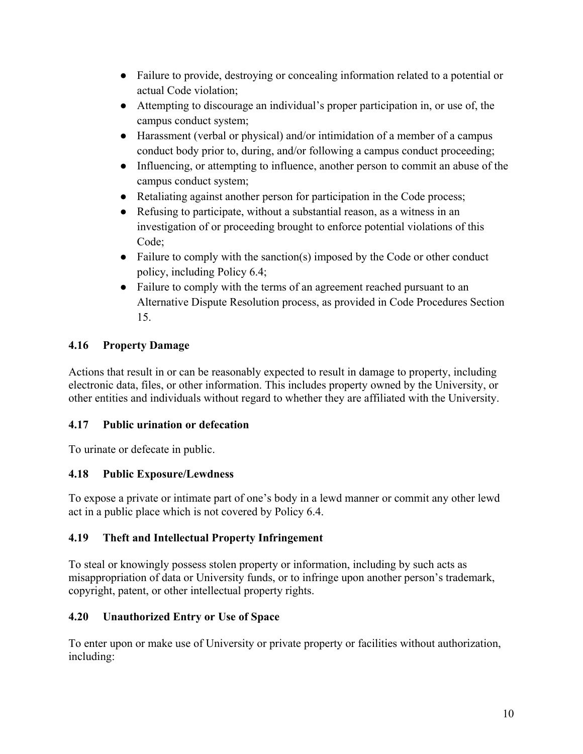- Failure to provide, destroying or concealing information related to a potential or actual Code violation;
- Attempting to discourage an individual's proper participation in, or use of, the campus conduct system;
- Harassment (verbal or physical) and/or intimidation of a member of a campus conduct body prior to, during, and/or following a campus conduct proceeding;
- Influencing, or attempting to influence, another person to commit an abuse of the campus conduct system;
- Retaliating against another person for participation in the Code process;
- Refusing to participate, without a substantial reason, as a witness in an investigation of or proceeding brought to enforce potential violations of this Code;
- Failure to comply with the sanction(s) imposed by the Code or other conduct policy, including Policy 6.4;
- Failure to comply with the terms of an agreement reached pursuant to an Alternative Dispute Resolution process, as provided in Code Procedures Section 15.

### 4.16 Property Damage

Actions that result in or can be reasonably expected to result in damage to property, including electronic data, files, or other information. This includes property owned by the University, or other entities and individuals without regard to whether they are affiliated with the University.

### 4.17 Public urination or defecation

To urinate or defecate in public.

### 4.18 Public Exposure/Lewdness

To expose a private or intimate part of one's body in a lewd manner or commit any other lewd act in a public place which is not covered by Policy 6.4.

### 4.19 Theft and Intellectual Property Infringement

To steal or knowingly possess stolen property or information, including by such acts as misappropriation of data or University funds, or to infringe upon another person's trademark, copyright, patent, or other intellectual property rights.

### 4.20 Unauthorized Entry or Use of Space

To enter upon or make use of University or private property or facilities without authorization, including: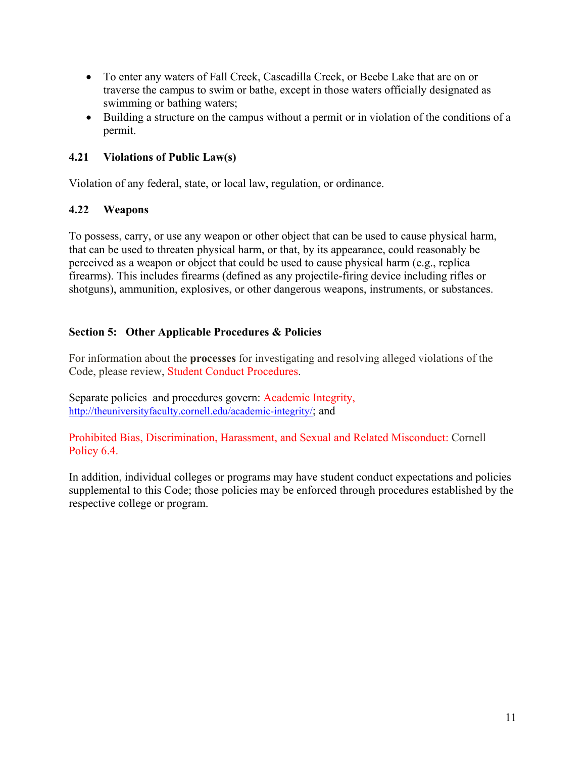- To enter any waters of Fall Creek, Cascadilla Creek, or Beebe Lake that are on or traverse the campus to swim or bathe, except in those waters officially designated as swimming or bathing waters;
- Building a structure on the campus without a permit or in violation of the conditions of a permit.

### 4.21 Violations of Public Law(s)

Violation of any federal, state, or local law, regulation, or ordinance.

### 4.22 Weapons

To possess, carry, or use any weapon or other object that can be used to cause physical harm, that can be used to threaten physical harm, or that, by its appearance, could reasonably be perceived as a weapon or object that could be used to cause physical harm (e.g., replica firearms). This includes firearms (defined as any projectile-firing device including rifles or shotguns), ammunition, explosives, or other dangerous weapons, instruments, or substances.

## Section 5: Other Applicable Procedures & Policies

For information about the **processes** for investigating and resolving alleged violations of the Code, please review, Student Conduct Procedures.

Separate policies and procedures govern: Academic Integrity, http://theuniversityfaculty.cornell.edu/academic-integrity/; and

Prohibited Bias, Discrimination, Harassment, and Sexual and Related Misconduct: Cornell Policy 6.4.

In addition, individual colleges or programs may have student conduct expectations and policies supplemental to this Code; those policies may be enforced through procedures established by the respective college or program.